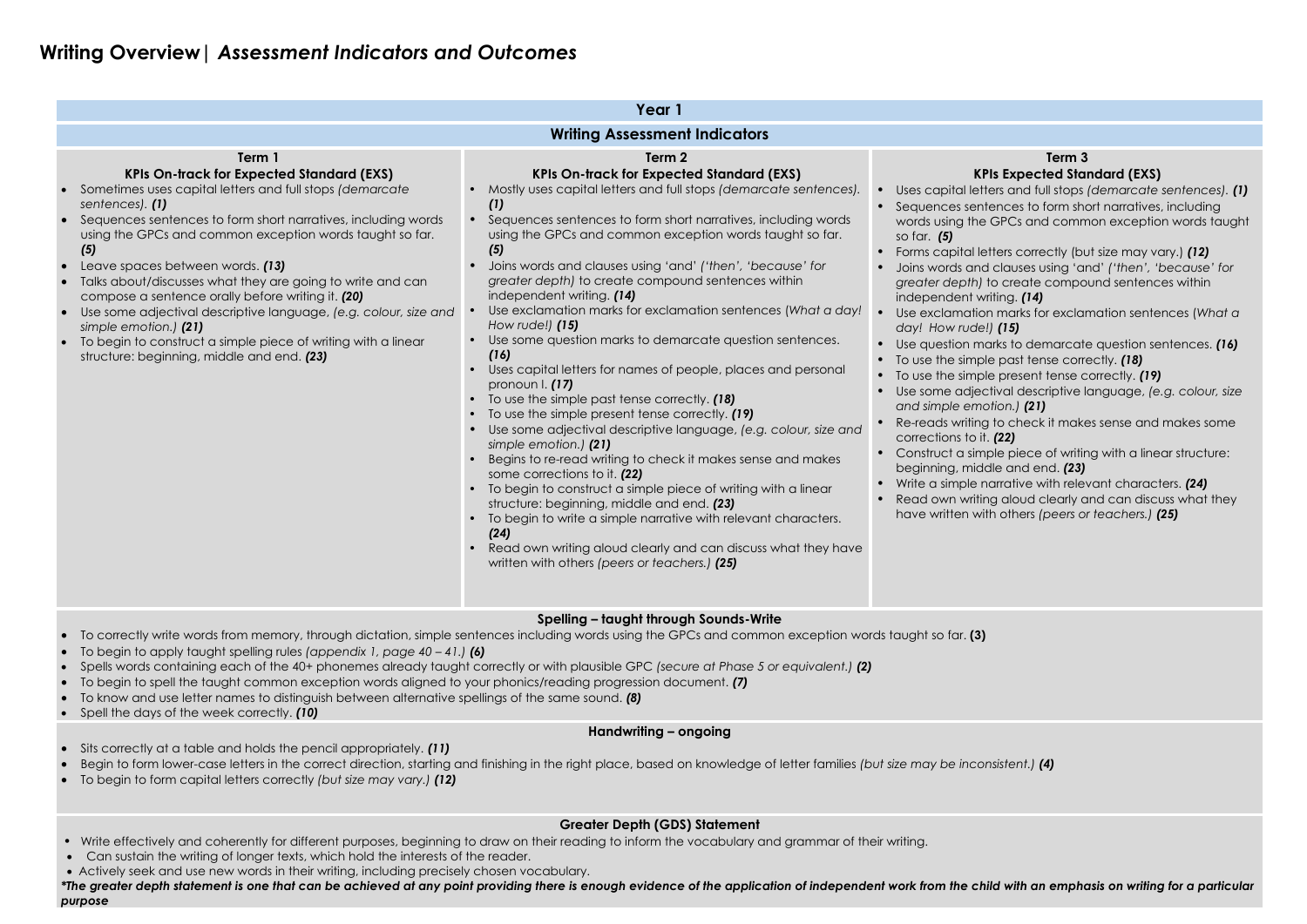# Writing Overview| *Assessment Indicators and Outcomes*

## Year 1

### Writing Assessment Indicators

| Term 1<br>**KPIs On-track for Expected Standard (EXS)** | Term 2<br>**KPIs On-track for Expected Standard (EXS)** | Term 3<br>**KPIs Expected Standard (EXS)** |
|---|---|---|
| • Sometimes uses capital letters and full stops *(demarcate sentences).* ***(1)***<br>• Sequences sentences to form short narratives, including words using the GPCs and common exception words taught so far. ***(5)***<br>• Leave spaces between words. ***(13)***<br>• Talks about/discusses what they are going to write and can compose a sentence orally before writing it. ***(20)***<br>• Use some adjectival descriptive language, *(e.g. colour, size and simple emotion.)* ***(21)***<br>• To begin to construct a simple piece of writing with a linear structure: beginning, middle and end. ***(23)*** | • Mostly uses capital letters and full stops *(demarcate sentences).* ***(1)***<br>• Sequences sentences to form short narratives, including words using the GPCs and common exception words taught so far. ***(5)***<br>• Joins words and clauses using 'and' *('then', 'because' for greater depth)* to create compound sentences within independent writing. ***(14)***<br>• Use exclamation marks for exclamation sentences (*What a day! How rude!)* ***(15)***<br>• Use some question marks to demarcate question sentences. ***(16)***<br>• Uses capital letters for names of people, places and personal pronoun I. ***(17)***<br>• To use the simple past tense correctly. ***(18)***<br>• To use the simple present tense correctly. ***(19)***<br>• Use some adjectival descriptive language, *(e.g. colour, size and simple emotion.)* ***(21)***<br>• Begins to re-read writing to check it makes sense and makes some corrections to it. ***(22)***<br>• To begin to construct a simple piece of writing with a linear structure: beginning, middle and end. ***(23)***<br>• To begin to write a simple narrative with relevant characters. ***(24)***<br>• Read own writing aloud clearly and can discuss what they have written with others *(peers or teachers.)* ***(25)*** | • Uses capital letters and full stops *(demarcate sentences).* ***(1)***<br>• Sequences sentences to form short narratives, including words using the GPCs and common exception words taught so far. ***(5)***<br>• Forms capital letters correctly (but size may vary.) ***(12)***<br>• Joins words and clauses using 'and' *('then', 'because' for greater depth)* to create compound sentences within independent writing. ***(14)***<br>• Use exclamation marks for exclamation sentences (*What a day! How rude!)* ***(15)***<br>• Use question marks to demarcate question sentences. ***(16)***<br>• To use the simple past tense correctly. ***(18)***<br>• To use the simple present tense correctly. ***(19)***<br>• Use some adjectival descriptive language, *(e.g. colour, size and simple emotion.)* ***(21)***<br>• Re-reads writing to check it makes sense and makes some corrections to it. ***(22)***<br>• Construct a simple piece of writing with a linear structure: beginning, middle and end. ***(23)***<br>• Write a simple narrative with relevant characters. ***(24)***<br>• Read own writing aloud clearly and can discuss what they have written with others *(peers or teachers.)* ***(25)*** |

### Spelling – taught through Sounds-Write

- To correctly write words from memory, through dictation, simple sentences including words using the GPCs and common exception words taught so far. ***(3)***
- To begin to apply taught spelling rules *(appendix 1, page 40 – 41.)* ***(6)***
- Spells words containing each of the 40+ phonemes already taught correctly or with plausible GPC *(secure at Phase 5 or equivalent.)* ***(2)***
- To begin to spell the taught common exception words aligned to your phonics/reading progression document. ***(7)***
- To know and use letter names to distinguish between alternative spellings of the same sound. ***(8)***
- Spell the days of the week correctly. ***(10)***

### Handwriting – ongoing

- Sits correctly at a table and holds the pencil appropriately. ***(11)***
- Begin to form lower-case letters in the correct direction, starting and finishing in the right place, based on knowledge of letter families *(but size may be inconsistent.)* ***(4)***
- To begin to form capital letters correctly *(but size may vary.)* ***(12)***

### Greater Depth (GDS) Statement

- Write effectively and coherently for different purposes, beginning to draw on their reading to inform the vocabulary and grammar of their writing.
- Can sustain the writing of longer texts, which hold the interests of the reader.
- Actively seek and use new words in their writing, including precisely chosen vocabulary.

***\*The greater depth statement is one that can be achieved at any point providing there is enough evidence of the application of independent work from the child with an emphasis on writing for a particular purpose***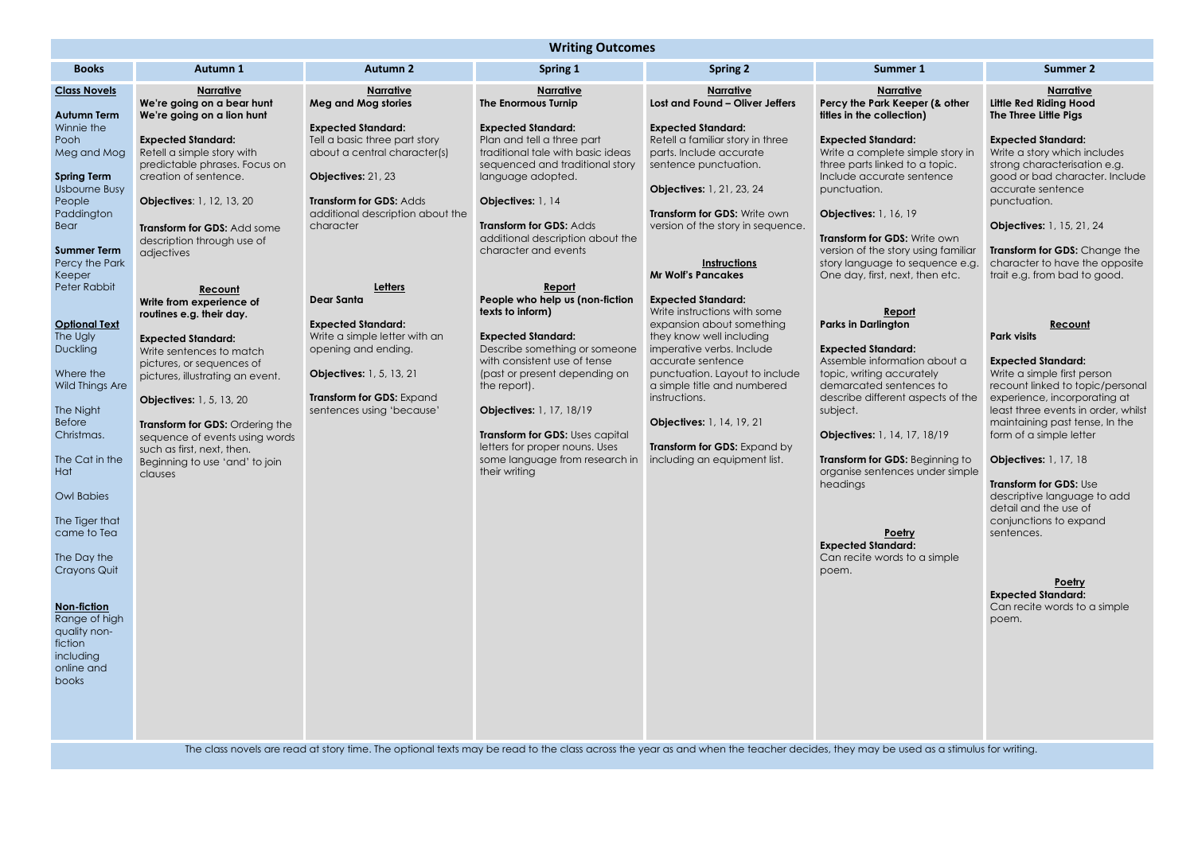# Writing Outcomes

| Books | Autumn 1 | Autumn 2 | Spring 1 | Spring 2 | Summer 1 | Summer 2 |
|---|---|---|---|---|---|---|
| **Class Novels**<br><br>**Autumn Term**<br>Winnie the Pooh<br>Meg and Mog<br><br>**Spring Term**<br>Usbourne Busy People<br>Paddington Bear<br><br>**Summer Term**<br>Percy the Park Keeper<br>Peter Rabbit<br><br>**Optional Text**<br>The Ugly Duckling<br><br>Where the Wild Things Are<br><br>The Night Before Christmas.<br><br>The Cat in the Hat<br><br>Owl Babies<br><br>The Tiger that came to Tea<br><br>The Day the Crayons Quit<br><br>**Non-fiction**<br>Range of high quality non-fiction including online and books | **Narrative**<br>**We're going on a bear hunt**<br>**We're going on a lion hunt**<br><br>**Expected Standard:**<br>Retell a simple story with predictable phrases. Focus on creation of sentence.<br><br>**Objectives**: 1, 12, 13, 20<br><br>**Transform for GDS:** Add some description through use of adjectives<br><br>**Recount**<br>**Write from experience of routines e.g. their day.**<br><br>**Expected Standard:**<br>Write sentences to match pictures, or sequences of pictures, illustrating an event.<br><br>**Objectives:** 1, 5, 13, 20<br><br>**Transform for GDS:** Ordering the sequence of events using words such as first, next, then. Beginning to use 'and' to join clauses | **Narrative**<br>**Meg and Mog stories**<br><br>**Expected Standard:**<br>Tell a basic three part story about a central character(s)<br><br>**Objectives:** 21, 23<br><br>**Transform for GDS:** Adds additional description about the character<br><br>**Letters**<br>**Dear Santa**<br><br>**Expected Standard:**<br>Write a simple letter with an opening and ending.<br><br>**Objectives:** 1, 5, 13, 21<br><br>**Transform for GDS:** Expand sentences using 'because' | **Narrative**<br>**The Enormous Turnip**<br><br>**Expected Standard:**<br>Plan and tell a three part traditional tale with basic ideas sequenced and traditional story language adopted.<br><br>**Objectives:** 1, 14<br><br>**Transform for GDS:** Adds additional description about the character and events<br><br>**Report**<br>**People who help us (non-fiction texts to inform)**<br><br>**Expected Standard:**<br>Describe something or someone with consistent use of tense (past or present depending on the report).<br><br>**Objectives:** 1, 17, 18/19<br><br>**Transform for GDS:** Uses capital letters for proper nouns. Uses some language from research in their writing | **Narrative**<br>**Lost and Found – Oliver Jeffers**<br><br>**Expected Standard:**<br>Retell a familiar story in three parts. Include accurate sentence punctuation.<br><br>**Objectives:** 1, 21, 23, 24<br><br>**Transform for GDS:** Write own version of the story in sequence.<br><br>**Instructions**<br>**Mr Wolf's Pancakes**<br><br>**Expected Standard:**<br>Write instructions with some expansion about something they know well including imperative verbs. Include accurate sentence punctuation. Layout to include a simple title and numbered instructions.<br><br>**Objectives:** 1, 14, 19, 21<br><br>**Transform for GDS:** Expand by including an equipment list. | **Narrative**<br>**Percy the Park Keeper (& other titles in the collection)**<br><br>**Expected Standard:**<br>Write a complete simple story in three parts linked to a topic. Include accurate sentence punctuation.<br><br>**Objectives:** 1, 16, 19<br><br>**Transform for GDS:** Write own version of the story using familiar story language to sequence e.g. One day, first, next, then etc.<br><br>**Report**<br>**Parks in Darlington**<br><br>**Expected Standard:**<br>Assemble information about a topic, writing accurately demarcated sentences to describe different aspects of the subject.<br><br>**Objectives:** 1, 14, 17, 18/19<br><br>**Transform for GDS:** Beginning to organise sentences under simple headings<br><br>**Poetry**<br>**Expected Standard:**<br>Can recite words to a simple poem. | **Narrative**<br>**Little Red Riding Hood**<br>**The Three Little Pigs**<br><br>**Expected Standard:**<br>Write a story which includes strong characterisation e.g. good or bad character. Include accurate sentence punctuation.<br><br>**Objectives:** 1, 15, 21, 24<br><br>**Transform for GDS:** Change the character to have the opposite trait e.g. from bad to good.<br><br>**Recount**<br>**Park visits**<br><br>**Expected Standard:**<br>Write a simple first person recount linked to topic/personal experience, incorporating at least three events in order, whilst maintaining past tense, In the form of a simple letter<br><br>**Objectives:** 1, 17, 18<br><br>**Transform for GDS:** Use descriptive language to add detail and the use of conjunctions to expand sentences.<br><br>**Poetry**<br>**Expected Standard:**<br>Can recite words to a simple poem. |

The class novels are read at story time. The optional texts may be read to the class across the year as and when the teacher decides, they may be used as a stimulus for writing.